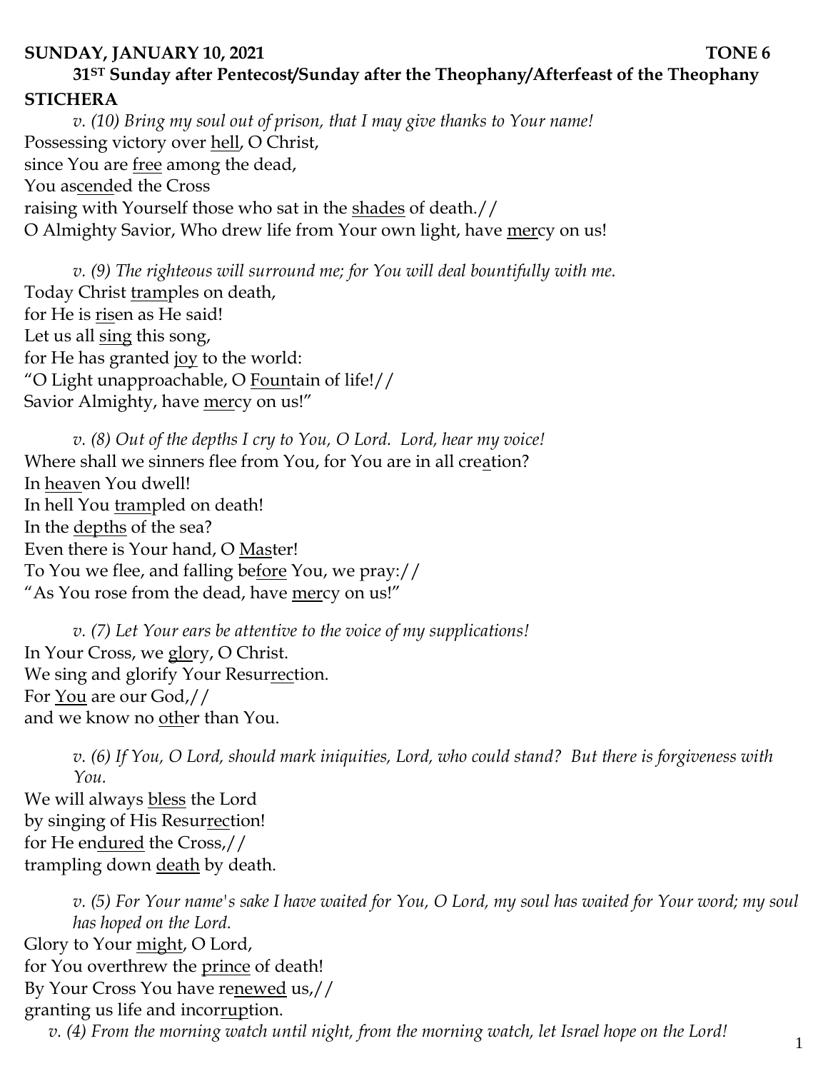**SUNDAY, JANUARY 10, 2021 TONE 6**

**31[ST] Sunday after Pentecost/Sunday after the Theophany/Afterfeast of the Theophany**

**STICHERA**

*v. (10) Bring my soul out of prison, that I may give thanks to Your name!*

Possessing victory over hell, O Christ,
since You are free among the dead,
You ascended the Cross
raising with Yourself those who sat in the shades of death.//
O Almighty Savior, Who drew life from Your own light, have mercy on us!

*v. (9) The righteous will surround me; for You will deal bountifully with me.*

Today Christ tramples on death,
for He is risen as He said!
Let us all sing this song,
for He has granted joy to the world:
"O Light unapproachable, O Fountain of life!//
Savior Almighty, have mercy on us!"

*v. (8) Out of the depths I cry to You, O Lord. Lord, hear my voice!*

Where shall we sinners flee from You, for You are in all creation?
In heaven You dwell!
In hell You trampled on death!
In the depths of the sea?
Even there is Your hand, O Master!
To You we flee, and falling before You, we pray://
"As You rose from the dead, have mercy on us!"

*v. (7) Let Your ears be attentive to the voice of my supplications!*

In Your Cross, we glory, O Christ.
We sing and glorify Your Resurrection.
For You are our God,//
and we know no other than You.

*v. (6) If You, O Lord, should mark iniquities, Lord, who could stand? But there is forgiveness with You.*

We will always bless the Lord
by singing of His Resurrection!
for He endured the Cross,//
trampling down death by death.

*v. (5) For Your name's sake I have waited for You, O Lord, my soul has waited for Your word; my soul has hoped on the Lord.*

Glory to Your might, O Lord,
for You overthrew the prince of death!
By Your Cross You have renewed us,//
granting us life and incorruption.

*v. (4) From the morning watch until night, from the morning watch, let Israel hope on the Lord!*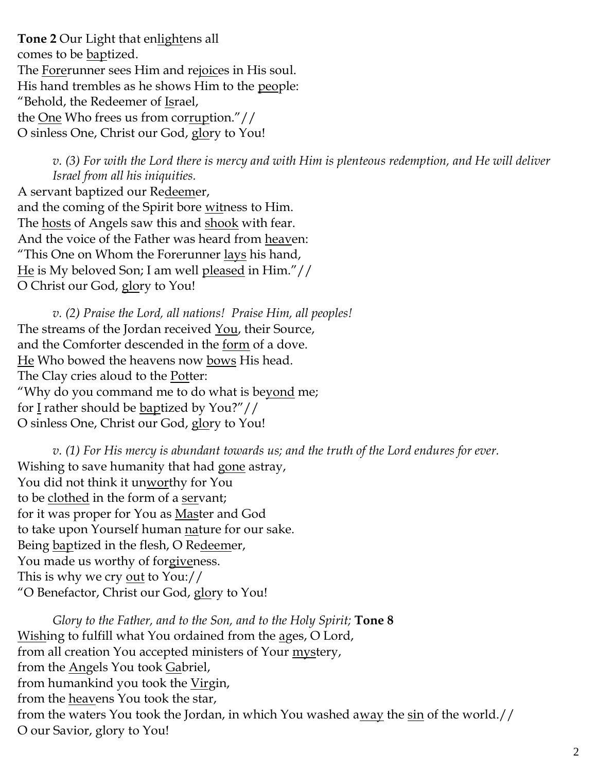**Tone 2** Our Light that en<u>light</u>ens all
comes to be <u>bap</u>tized.
The <u>Fore</u>runner sees Him and re<u>joic</u>es in His soul.
His hand trembles as he shows Him to the <u>peo</u>ple:
"Behold, the Redeemer of <u>Is</u>rael,
the <u>One</u> Who frees us from cor<u>rup</u>tion."//
O sinless One, Christ our God, <u>glo</u>ry to You!

*v. (3) For with the Lord there is mercy and with Him is plenteous redemption, and He will deliver Israel from all his iniquities.*

A servant baptized our Re<u>deem</u>er,
and the coming of the Spirit bore <u>wit</u>ness to Him.
The <u>hosts</u> of Angels saw this and <u>shook</u> with fear.
And the voice of the Father was heard from <u>heav</u>en:
"This One on Whom the Forerunner <u>lays</u> his hand,
<u>He</u> is My beloved Son; I am well <u>pleased</u> in Him."//
O Christ our God, <u>glo</u>ry to You!

*v. (2) Praise the Lord, all nations! Praise Him, all peoples!*

The streams of the Jordan received <u>You</u>, their Source,
and the Comforter descended in the <u>form</u> of a dove.
<u>He</u> Who bowed the heavens now <u>bows</u> His head.
The Clay cries aloud to the <u>Pot</u>ter:
"Why do you command me to do what is be<u>yond</u> me;
for <u>I</u> rather should be <u>bap</u>tized by You?"//
O sinless One, Christ our God, <u>glo</u>ry to You!

*v. (1) For His mercy is abundant towards us; and the truth of the Lord endures for ever.*

Wishing to save humanity that had <u>gone</u> astray,
You did not think it un<u>wor</u>thy for You
to be <u>clothed</u> in the form of a <u>ser</u>vant;
for it was proper for You as <u>Mas</u>ter and God
to take upon Yourself human <u>na</u>ture for our sake.
Being <u>bap</u>tized in the flesh, O Re<u>deem</u>er,
You made us worthy of for<u>give</u>ness.
This is why we cry <u>out</u> to You://
"O Benefactor, Christ our God, <u>glo</u>ry to You!

*Glory to the Father, and to the Son, and to the Holy Spirit;* **Tone 8**

<u>Wish</u>ing to fulfill what You ordained from the <u>a</u>ges, O Lord,
from all creation You accepted ministers of Your <u>mys</u>tery,
from the <u>An</u>gels You took <u>Ga</u>briel,
from humankind you took the <u>Vir</u>gin,
from the <u>heav</u>ens You took the star,
from the waters You took the Jordan, in which You washed a<u>way</u> the <u>sin</u> of the world.//
O our Savior, glory to You!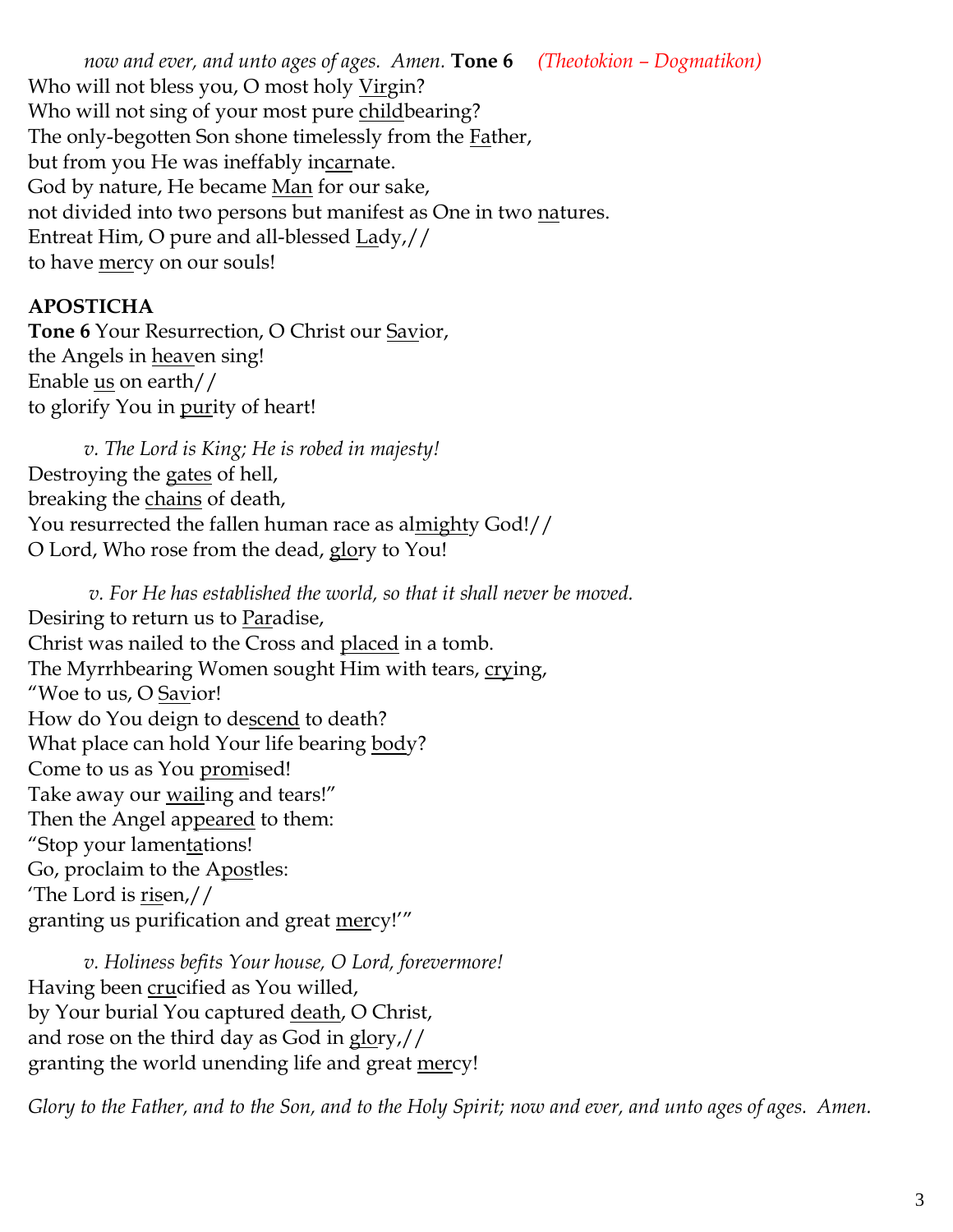*now and ever, and unto ages of ages. Amen.* **Tone 6** *(Theotokion – Dogmatikon)*
Who will not bless you, O most holy <u>Vir</u>gin?
Who will not sing of your most pure <u>child</u>bearing?
The only-begotten Son shone timelessly from the <u>Fa</u>ther,
but from you He was ineffably in<u>car</u>nate.
God by nature, He became <u>Man</u> for our sake,
not divided into two persons but manifest as One in two <u>na</u>tures.
Entreat Him, O pure and all-blessed <u>La</u>dy,//
to have <u>mer</u>cy on our souls!

**APOSTICHA**

**Tone 6** Your Resurrection, O Christ our <u>Sav</u>ior,
the Angels in <u>heav</u>en sing!
Enable <u>us</u> on earth//
to glorify You in <u>pur</u>ity of heart!

*v. The Lord is King; He is robed in majesty!*
Destroying the <u>gates</u> of hell,
breaking the <u>chains</u> of death,
You resurrected the fallen human race as al<u>might</u>y God!//
O Lord, Who rose from the dead, <u>glo</u>ry to You!

*v. For He has established the world, so that it shall never be moved.*
Desiring to return us to <u>Par</u>adise,
Christ was nailed to the Cross and <u>placed</u> in a tomb.
The Myrrhbearing Women sought Him with tears, <u>cry</u>ing,
"Woe to us, O <u>Sav</u>ior!
How do You deign to de<u>scend</u> to death?
What place can hold Your life bearing <u>bod</u>y?
Come to us as You <u>prom</u>ised!
Take away our <u>wail</u>ing and tears!"
Then the Angel ap<u>peared</u> to them:
"Stop your lamen<u>ta</u>tions!
Go, proclaim to the A<u>pos</u>tles:
'The Lord is <u>ris</u>en,//
granting us purification and great <u>mer</u>cy!'"

*v. Holiness befits Your house, O Lord, forevermore!*
Having been <u>cru</u>cified as You willed,
by Your burial You captured <u>death</u>, O Christ,
and rose on the third day as God in <u>glo</u>ry,//
granting the world unending life and great <u>mer</u>cy!

*Glory to the Father, and to the Son, and to the Holy Spirit; now and ever, and unto ages of ages. Amen.*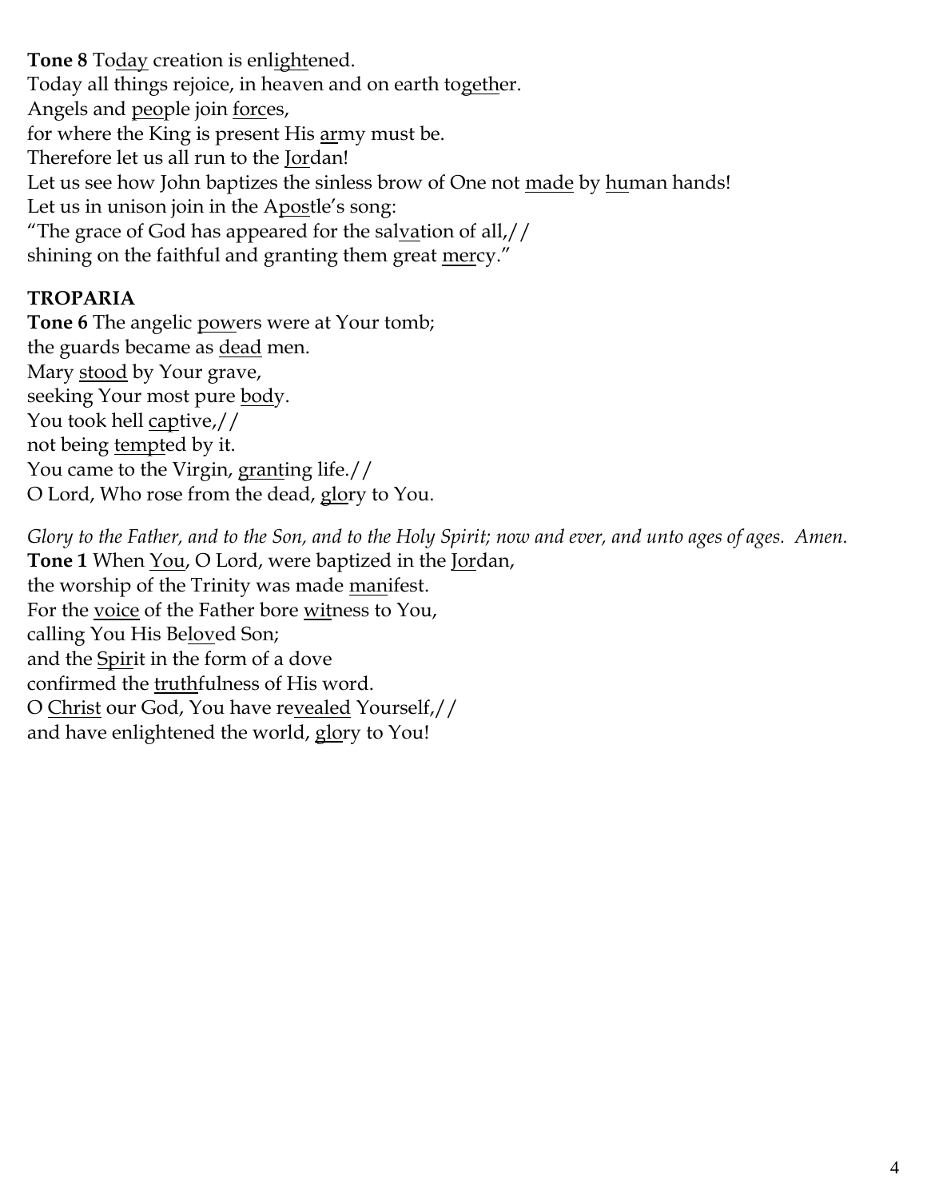**Tone 8** Today creation is enlightened.
Today all things rejoice, in heaven and on earth together.
Angels and people join forces,
for where the King is present His army must be.
Therefore let us all run to the Jordan!
Let us see how John baptizes the sinless brow of One not made by human hands!
Let us in unison join in the Apostle's song:
"The grace of God has appeared for the salvation of all,//
shining on the faithful and granting them great mercy."

**TROPARIA**

**Tone 6** The angelic powers were at Your tomb;
the guards became as dead men.
Mary stood by Your grave,
seeking Your most pure body.
You took hell captive,//
not being tempted by it.
You came to the Virgin, granting life.//
O Lord, Who rose from the dead, glory to You.

*Glory to the Father, and to the Son, and to the Holy Spirit; now and ever, and unto ages of ages. Amen.*
**Tone 1** When You, O Lord, were baptized in the Jordan,
the worship of the Trinity was made manifest.
For the voice of the Father bore witness to You,
calling You His Beloved Son;
and the Spirit in the form of a dove
confirmed the truthfulness of His word.
O Christ our God, You have revealed Yourself,//
and have enlightened the world, glory to You!